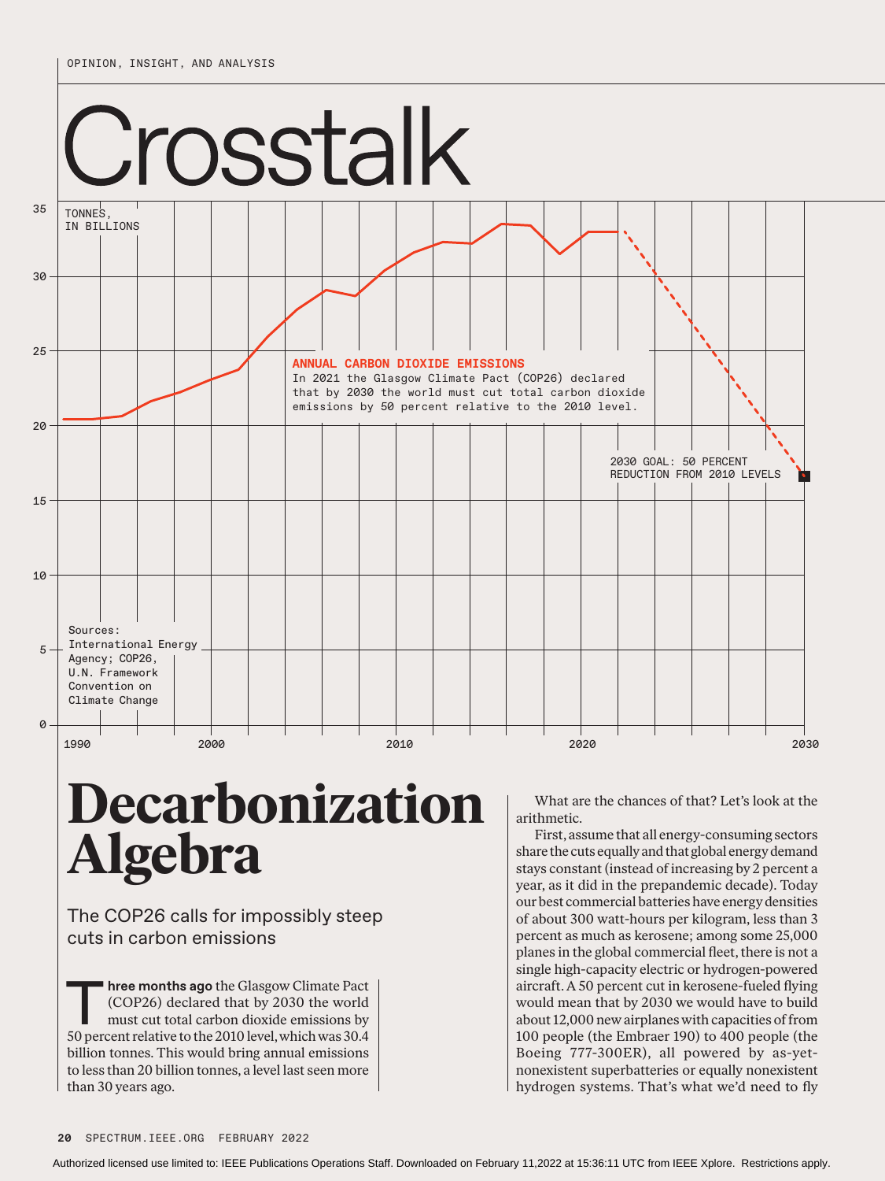OPINION, INSIGHT, AND ANALYSIS

# Crosstalk

TONNES, IN BILLIONS

**ANNUAL CARBON DIOXIDE EMISSIONS**
In 2021 the Glasgow Climate Pact (COP26) declared that by 2030 the world must cut total carbon dioxide emissions by 50 percent relative to the 2010 level.

2030 GOAL: 50 PERCENT REDUCTION FROM 2010 LEVELS

Sources: International Energy Agency; COP26, U.N. Framework Convention on Climate Change

# Decarbonization Algebra

The COP26 calls for impossibly steep cuts in carbon emissions

**Three months ago** the Glasgow Climate Pact (COP26) declared that by 2030 the world must cut total carbon dioxide emissions by 50 percent relative to the 2010 level, which was 30.4 billion tonnes. This would bring annual emissions to less than 20 billion tonnes, a level last seen more than 30 years ago.

What are the chances of that? Let's look at the arithmetic.

First, assume that all energy-consuming sectors share the cuts equally and that global energy demand stays constant (instead of increasing by 2 percent a year, as it did in the prepandemic decade). Today our best commercial batteries have energy densities of about 300 watt-hours per kilogram, less than 3 percent as much as kerosene; among some 25,000 planes in the global commercial fleet, there is not a single high-capacity electric or hydrogen-powered aircraft. A 50 percent cut in kerosene-fueled flying would mean that by 2030 we would have to build about 12,000 new airplanes with capacities of from 100 people (the Embraer 190) to 400 people (the Boeing 777-300ER), all powered by as-yet-nonexistent superbatteries or equally nonexistent hydrogen systems. That's what we'd need to fly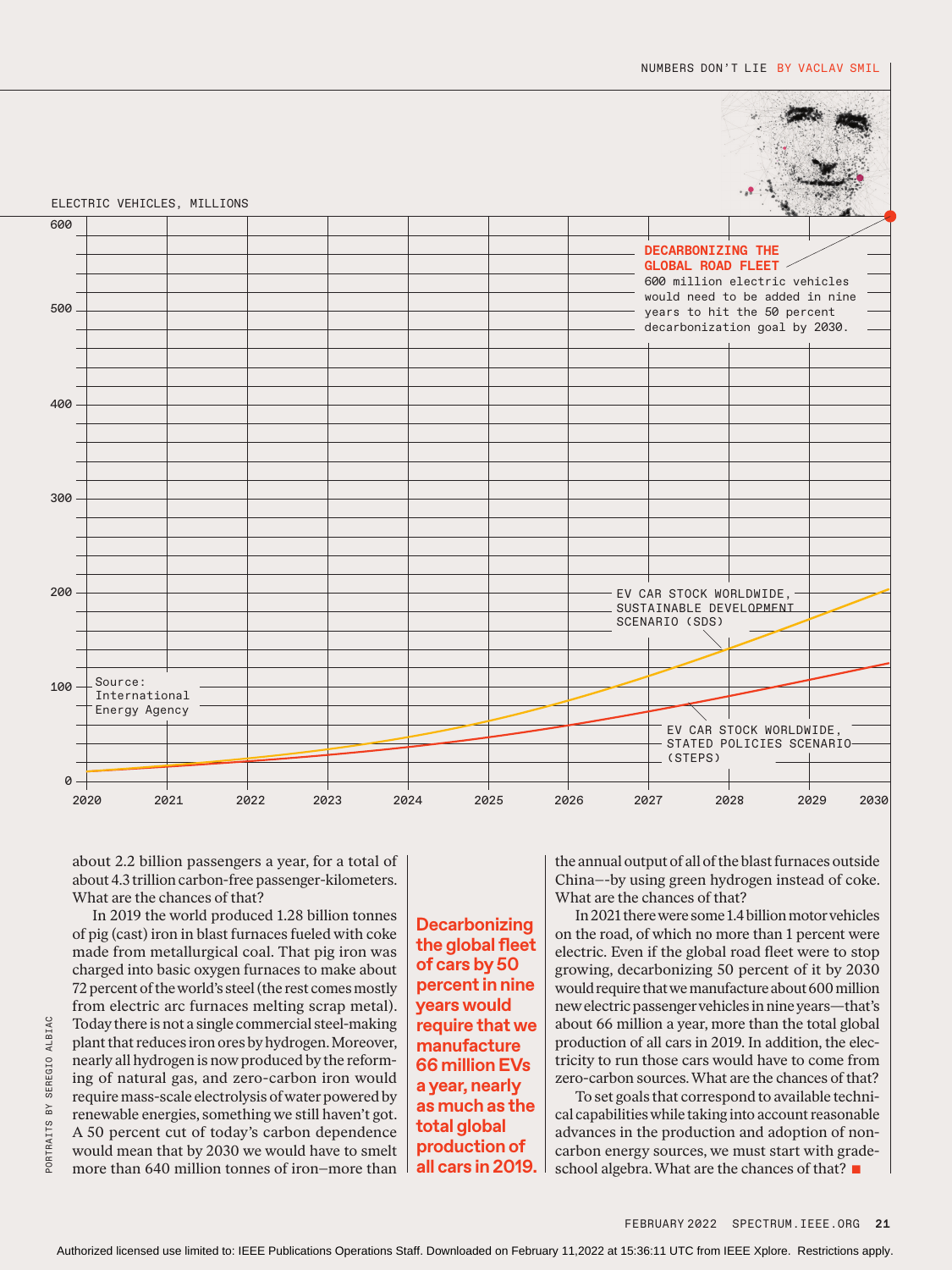ELECTRIC VEHICLES, MILLIONS

600
500
400
300
200
100
0

2020 2021 2022 2023 2024 2025 2026 2027 2028 2029 2030

**DECARBONIZING THE GLOBAL ROAD FLEET**
600 million electric vehicles would need to be added in nine years to hit the 50 percent decarbonization goal by 2030.

EV CAR STOCK WORLDWIDE, SUSTAINABLE DEVELOPMENT SCENARIO (SDS)

EV CAR STOCK WORLDWIDE, STATED POLICIES SCENARIO (STEPS)

Source: International Energy Agency

about 2.2 billion passengers a year, for a total of about 4.3 trillion carbon-free passenger-kilometers. What are the chances of that?

In 2019 the world produced 1.28 billion tonnes of pig (cast) iron in blast furnaces fueled with coke made from metallurgical coal. That pig iron was charged into basic oxygen furnaces to make about 72 percent of the world's steel (the rest comes mostly from electric arc furnaces melting scrap metal). Today there is not a single commercial steel-making plant that reduces iron ores by hydrogen. Moreover, nearly all hydrogen is now produced by the reforming of natural gas, and zero-carbon iron would require mass-scale electrolysis of water powered by renewable energies, something we still haven't got. A 50 percent cut of today's carbon dependence would mean that by 2030 we would have to smelt more than 640 million tonnes of iron–more than the annual output of all of the blast furnaces outside China–-by using green hydrogen instead of coke. What are the chances of that?

**Decarbonizing the global fleet of cars by 50 percent in nine years would require that we manufacture 66 million EVs a year, nearly as much as the total global production of all cars in 2019.**

In 2021 there were some 1.4 billion motor vehicles on the road, of which no more than 1 percent were electric. Even if the global road fleet were to stop growing, decarbonizing 50 percent of it by 2030 would require that we manufacture about 600 million new electric passenger vehicles in nine years—that's about 66 million a year, more than the total global production of all cars in 2019. In addition, the electricity to run those cars would have to come from zero-carbon sources. What are the chances of that?

To set goals that correspond to available technical capabilities while taking into account reasonable advances in the production and adoption of non-carbon energy sources, we must start with grade-school algebra. What are the chances of that? ■

PORTRAITS BY SEREGIO ALBIAC